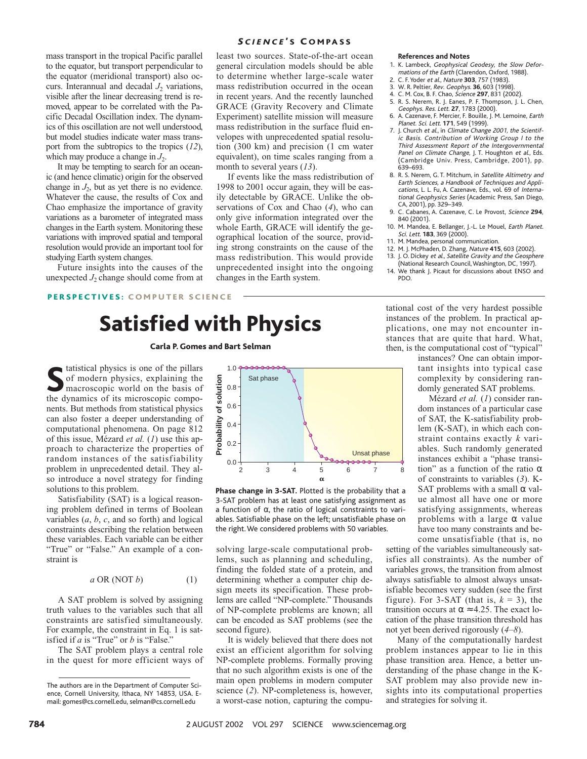mass transport in the tropical Pacific parallel to the equator, but transport perpendicular to the equator (meridional transport) also occurs. Interannual and decadal $J_2$ variations, visible after the linear decreasing trend is removed, appear to be correlated with the Pacific Decadal Oscillation index. The dynamics of this oscillation are not well understood, but model studies indicate water mass transport from the subtropics to the tropics (*12*), which may produce a change in $J_2$.

It may be tempting to search for an oceanic (and hence climatic) origin for the observed change in $J_2$, but as yet there is no evidence. Whatever the cause, the results of Cox and Chao emphasize the importance of gravity variations as a barometer of integrated mass changes in the Earth system. Monitoring these variations with improved spatial and temporal resolution would provide an important tool for studying Earth system changes.

Future insights into the causes of the unexpected $J_2$ change should come from at least two sources. State-of-the-art ocean general circulation models should be able to determine whether large-scale water mass redistribution occurred in the ocean in recent years. And the recently launched GRACE (Gravity Recovery and Climate Experiment) satellite mission will measure mass redistribution in the surface fluid envelopes with unprecedented spatial resolution (300 km) and precision (1 cm water equivalent), on time scales ranging from a month to several years (*13*).

If events like the mass redistribution of 1998 to 2001 occur again, they will be easily detectable by GRACE. Unlike the observations of Cox and Chao (*4*), who can only give information integrated over the whole Earth, GRACE will identify the geographical location of the source, providing strong constraints on the cause of the mass redistribution. This would provide unprecedented insight into the ongoing changes in the Earth system.

### References and Notes

1. K. Lambeck, *Geophysical Geodesy, the Slow Deformations of the Earth* (Clarendon, Oxford, 1988).
2. C. F. Yoder *et al.*, *Nature* **303**, 757 (1983).
3. W. R. Peltier, *Rev. Geophys.* **36**, 603 (1998).
4. C. M. Cox, B. F. Chao, *Science* **297**, 831 (2002).
5. R. S. Nerem, R. J. Eanes, P. F. Thompson, J. L. Chen, *Geophys. Res. Lett.* **27**, 1783 (2000).
6. A. Cazenave, F. Mercier, F. Bouille, J. M. Lemoine, *Earth Planet. Sci. Lett.* **171**, 549 (1999).
7. J. Church *et al.*, in *Climate Change 2001, the Scientific Basis. Contribution of Working Group I to the Third Assessment Report of the Intergovernmental Panel on Climate Change*, J. T. Houghton *et al.*, Eds. (Cambridge Univ. Press, Cambridge, 2001), pp. 639–693.
8. R. S. Nerem, G. T. Mitchum, in *Satellite Altimetry and Earth Sciences, a Handbook of Techniques and Applications*, L. L. Fu, A. Cazenave, Eds., vol. 69 of *International Geophysics Series* (Academic Press, San Diego, CA, 2001), pp. 329–349.
9. C. Cabanes, A. Cazenave, C. Le Provost, *Science* **294**, 840 (2001).
10. M. Mandea, E. Bellanger, J.-L. Le Mouel, *Earth Planet. Sci. Lett.* **183**, 369 (2000).
11. M. Mandea, personal communication.
12. M. J. McPhaden, D. Zhang, *Nature* **415**, 603 (2002).
13. J. O. Dickey *et al.*, *Satellite Gravity and the Geosphere* (National Research Council, Washington, DC, 1997).
14. We thank J. Picaut for discussions about ENSO and PDO.

**PERSPECTIVES: COMPUTER SCIENCE**

# Satisfied with Physics

**Carla P. Gomes and Bart Selman**

Statistical physics is one of the pillars of modern physics, explaining the macroscopic world on the basis of the dynamics of its microscopic components. But methods from statistical physics can also foster a deeper understanding of computational phenomena. On page 812 of this issue, Mézard *et al.* (*1*) use this approach to characterize the properties of random instances of the satisfiability problem in unprecedented detail. They also introduce a novel strategy for finding solutions to this problem.

Satisfiability (SAT) is a logical reasoning problem defined in terms of Boolean variables (*a*, *b*, *c*, and so forth) and logical constraints describing the relation between these variables. Each variable can be either "True" or "False." An example of a constraint is

$$a \text{ OR } (\text{NOT } b) \qquad (1)$$

A SAT problem is solved by assigning truth values to the variables such that all constraints are satisfied simultaneously. For example, the constraint in Eq. 1 is satisfied if *a* is "True" or *b* is "False."

The SAT problem plays a central role in the quest for more efficient ways of solving large-scale computational problems, such as planning and scheduling, finding the folded state of a protein, and determining whether a computer chip design meets its specification. These problems are called "NP-complete." Thousands of NP-complete problems are known; all can be encoded as SAT problems (see the second figure).

It is widely believed that there does not exist an efficient algorithm for solving NP-complete problems. Formally proving that no such algorithm exists is one of the main open problems in modern computer science (*2*). NP-completeness is, however, a worst-case notion, capturing the computational cost of the very hardest possible instances of the problem. In practical applications, one may not encounter instances that are quite that hard. What, then, is the computational cost of "typical" instances? One can obtain important insights into typical case complexity by considering randomly generated SAT problems.

**Phase change in 3-SAT.** Plotted is the probability that a 3-SAT problem has at least one satisfying assignment as a function of α, the ratio of logical constraints to variables. Satisfiable phase on the left; unsatisfiable phase on the right. We considered problems with 50 variables.

Mézard *et al.* (*1*) consider random instances of a particular case of SAT, the K-satisfiability problem (K-SAT), in which each constraint contains exactly *k* variables. Such randomly generated instances exhibit a "phase transition" as a function of the ratio α of constraints to variables (*3*). K-SAT problems with a small α value almost all have one or more satisfying assignments, whereas problems with a large α value have too many constraints and become unsatisfiable (that is, no setting of the variables simultaneously satisfies all constraints). As the number of variables grows, the transition from almost always satisfiable to almost always unsatisfiable becomes very sudden (see the first figure). For 3-SAT (that is, $k = 3$), the transition occurs at $\alpha \approx 4.25$. The exact location of the phase transition threshold has not yet been derived rigorously (*4–8*).

Many of the computationally hardest problem instances appear to lie in this phase transition area. Hence, a better understanding of the phase change in the K-SAT problem may also provide new insights into its computational properties and strategies for solving it.

The authors are in the Department of Computer Science, Cornell University, Ithaca, NY 14853, USA. E-mail: gomes@cs.cornell.edu, selman@cs.cornell.edu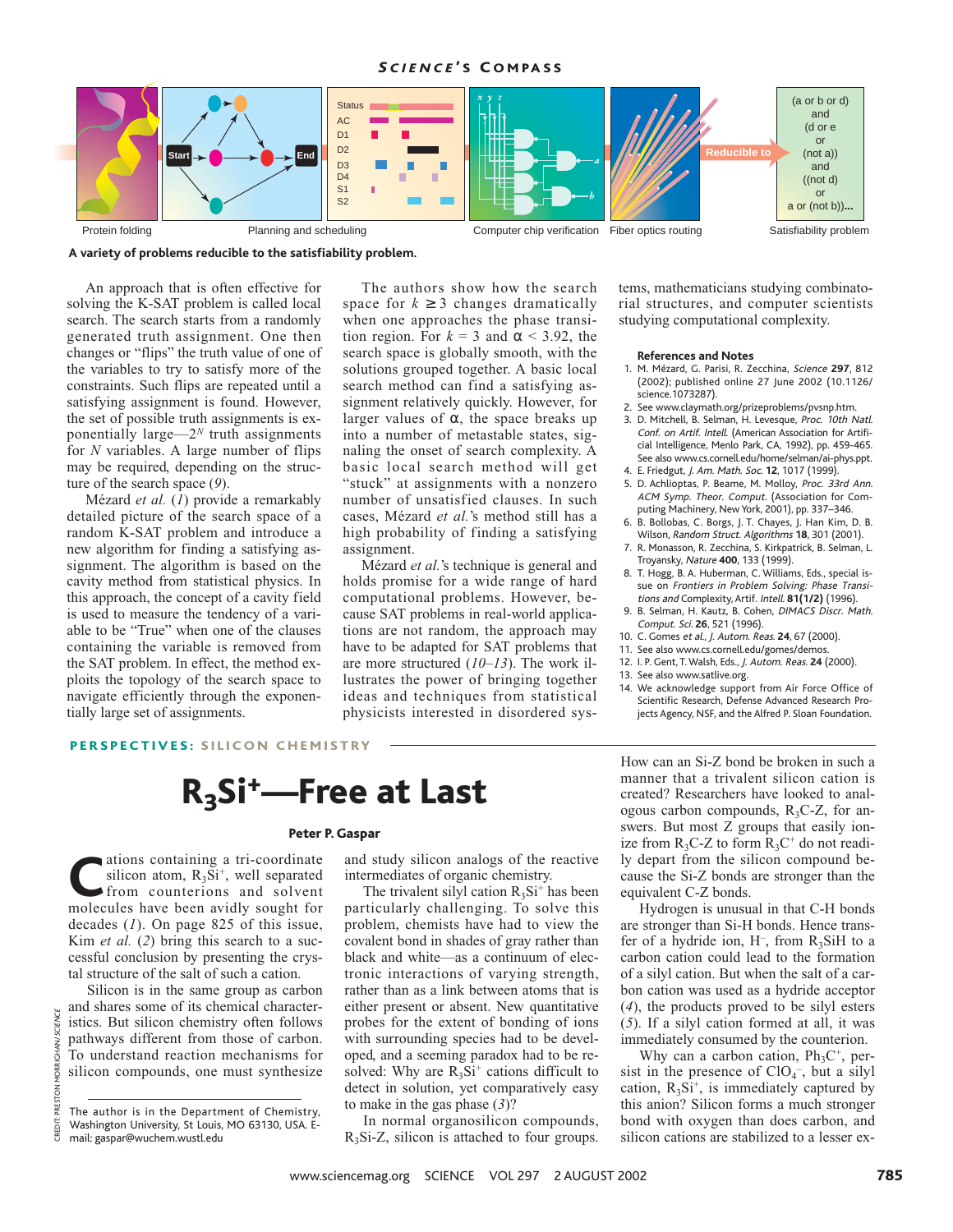A variety of problems reducible to the satisfiability problem.

Protein folding

Planning and scheduling

Computer chip verification

Fiber optics routing

Satisfiability problem

An approach that is often effective for solving the K-SAT problem is called local search. The search starts from a randomly generated truth assignment. One then changes or "flips" the truth value of one of the variables to try to satisfy more of the constraints. Such flips are repeated until a satisfying assignment is found. However, the set of possible truth assignments is exponentially large—$2^N$ truth assignments for $N$ variables. A large number of flips may be required, depending on the structure of the search space (*9*).

Mézard *et al.* (*1*) provide a remarkably detailed picture of the search space of a random K-SAT problem and introduce a new algorithm for finding a satisfying assignment. The algorithm is based on the cavity method from statistical physics. In this approach, the concept of a cavity field is used to measure the tendency of a variable to be "True" when one of the clauses containing the variable is removed from the SAT problem. In effect, the method exploits the topology of the search space to navigate efficiently through the exponentially large set of assignments.

The authors show how the search space for $k \geq 3$ changes dramatically when one approaches the phase transition region. For $k = 3$ and $\alpha < 3.92$, the search space is globally smooth, with the solutions grouped together. A basic local search method can find a satisfying assignment relatively quickly. However, for larger values of $\alpha$, the space breaks up into a number of metastable states, signaling the onset of search complexity. A basic local search method will get "stuck" at assignments with a nonzero number of unsatisfied clauses. In such cases, Mézard *et al.*'s method still has a high probability of finding a satisfying assignment.

Mézard *et al.*'s technique is general and holds promise for a wide range of hard computational problems. However, because SAT problems in real-world applications are not random, the approach may have to be adapted for SAT problems that are more structured (*10*–*13*). The work illustrates the power of bringing together ideas and techniques from statistical physicists interested in disordered systems, mathematicians studying combinatorial structures, and computer scientists studying computational complexity.

### References and Notes

1. M. Mézard, G. Parisi, R. Zecchina, *Science* **297**, 812 (2002); published online 27 June 2002 (10.1126/science.1073287).
2. See www.claymath.org/prizeproblems/pvsnp.htm.
3. D. Mitchell, B. Selman, H. Levesque, *Proc. 10th Natl. Conf. on Artif. Intell.* (American Association for Artificial Intelligence, Menlo Park, CA, 1992), pp. 459–465. See also www.cs.cornell.edu/home/selman/ai-phys.ppt.
4. E. Friedgut, *J. Am. Math. Soc.* **12**, 1017 (1999).
5. D. Achlioptas, P. Beame, M. Molloy, *Proc. 33rd Ann. ACM Symp. Theor. Comput.* (Association for Computing Machinery, New York, 2001), pp. 337–346.
6. B. Bollobas, C. Borgs, J. T. Chayes, J. Han Kim, D. B. Wilson, *Random Struct. Algorithms* **18**, 301 (2001).
7. R. Monasson, R. Zecchina, S. Kirkpatrick, B. Selman, L. Troyansky, *Nature* **400**, 133 (1999).
8. T. Hogg, B. A. Huberman, C. Williams, Eds., special issue on *Frontiers in Problem Solving: Phase Transitions and* Complexity, Artif. *Intell.* **81(1/2)** (1996).
9. B. Selman, H. Kautz, B. Cohen, *DIMACS Discr. Math. Comput. Sci.* **26**, 521 (1996).
10. C. Gomes *et al.*, *J. Autom. Reas.* **24**, 67 (2000).
11. See also www.cs.cornell.edu/gomes/demos.
12. I. P. Gent, T. Walsh, Eds., *J. Autom. Reas.* **24** (2000).
13. See also www.satlive.org.
14. We acknowledge support from Air Force Office of Scientific Research, Defense Advanced Research Projects Agency, NSF, and the Alfred P. Sloan Foundation.

PERSPECTIVES: SILICON CHEMISTRY

# $R_3Si^+$—Free at Last

**Peter P. Gaspar**

Cations containing a tri-coordinate silicon atom, $R_3Si^+$, well separated from counterions and solvent molecules have been avidly sought for decades (*1*). On page 825 of this issue, Kim *et al.* (*2*) bring this search to a successful conclusion by presenting the crystal structure of the salt of such a cation.

Silicon is in the same group as carbon and shares some of its chemical characteristics. But silicon chemistry often follows pathways different from those of carbon. To understand reaction mechanisms for silicon compounds, one must synthesize and study silicon analogs of the reactive intermediates of organic chemistry.

The trivalent silyl cation $R_3Si^+$ has been particularly challenging. To solve this problem, chemists have had to view the covalent bond in shades of gray rather than black and white—as a continuum of electronic interactions of varying strength, rather than as a link between atoms that is either present or absent. New quantitative probes for the extent of bonding of ions with surrounding species had to be developed, and a seeming paradox had to be resolved: Why are $R_3Si^+$ cations difficult to detect in solution, yet comparatively easy to make in the gas phase (*3*)?

In normal organosilicon compounds, $R_3Si$-Z, silicon is attached to four groups. How can an Si-Z bond be broken in such a manner that a trivalent silicon cation is created? Researchers have looked to analogous carbon compounds, $R_3C$-Z, for answers. But most Z groups that easily ionize from $R_3C$-Z to form $R_3C^+$ do not readily depart from the silicon compound because the Si-Z bonds are stronger than the equivalent C-Z bonds.

Hydrogen is unusual in that C-H bonds are stronger than Si-H bonds. Hence transfer of a hydride ion, $H^-$, from $R_3SiH$ to a carbon cation could lead to the formation of a silyl cation. But when the salt of a carbon cation was used as a hydride acceptor (*4*), the products proved to be silyl esters (*5*). If a silyl cation formed at all, it was immediately consumed by the counterion.

Why can a carbon cation, $Ph_3C^+$, persist in the presence of $ClO_4^-$, but a silyl cation, $R_3Si^+$, is immediately captured by this anion? Silicon forms a much stronger bond with oxygen than does carbon, and silicon cations are stabilized to a lesser ex-

The author is in the Department of Chemistry, Washington University, St Louis, MO 63130, USA. E-mail: gaspar@wuchem.wustl.edu